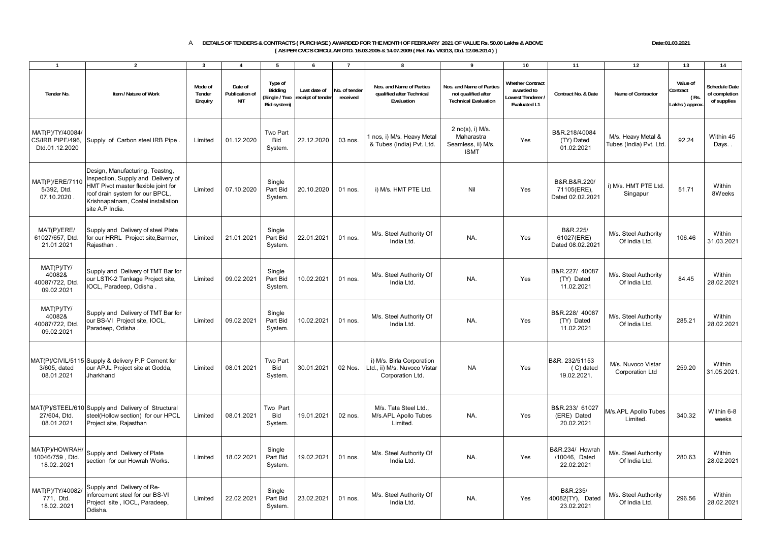A. **DETAILS OF TENDERS & CONTRACTS ( PURCHASE ) AWARDED FOR THE MONTH OF FEBRUARY 2021 OF VALUE Rs. 50.00 Lakhs & ABOVE**
**[ AS PER CVC'S CIRCULAR DTD. 16.03.2005 & 14.07.2009 ( Ref. No. VIG/13, Dtd. 12.06.2014 ) ]**

Date:01.03.2021

| 1 | 2 | 3 | 4 | 5 | 6 | 7 | 8 | 9 | 10 | 11 | 12 | 13 | 14 |
|---|---|---|---|---|---|---|---|---|---|---|---|---|---|
| Tender No. | Item / Nature of Work | Mode of Tender Enquiry | Date of Publication of NIT | Type of Bidding (Single / Two Bid system) | Last date of receipt of tender | No. of tender received | Nos. and Name of Parties qualified after Technical Evaluation | Nos. and Name of Parties not qualified after Technical Evaluation | Whether Contract awarded to Lowest Tenderer / Evaluated L1 | Contract No. & Date | Name of Contractor | Value of Contract (Rs. Lakhs ) approx. | Schedule Date of completion of supplies |
| MAT(P)/TY/40084/ CS/IRB PIPE/496, Dtd.01.12.2020 | Supply of Carbon steel IRB Pipe . | Limited | 01.12.2020 | Two Part Bid System. | 22.12.2020 | 03 nos. | 1 nos, i) M/s. Heavy Metal & Tubes (India) Pvt. Ltd. | 2 no(s), i) M/s. Maharastra Seamless, ii) M/s. ISMT | Yes | B&R.218/40084 (TY) Dated 01.02.2021 | M/s. Heavy Metal & Tubes (India) Pvt. Ltd. | 92.24 | Within 45 Days. . |
| MAT(P)/ERE/7110 5/392, Dtd. 07.10.2020 . | Design, Manufacturing, Teastng, Inspection, Supply and Delivery of HMT Pivot master flexible joint for roof drain system for our BPCL, Krishnapatnam, Coatel installation site A.P India. | Limited | 07.10.2020 | Single Part Bid System. | 20.10.2020 | 01 nos. | i) M/s. HMT PTE Ltd. | Nil | Yes | B&R.B&R.220/ 71105(ERE), Dated 02.02.2021 | i) M/s. HMT PTE Ltd. Singapur | 51.71 | Within 8Weeks |
| MAT(P)/ERE/ 61027/657, Dtd. 21.01.2021 | Supply and Delivery of steel Plate for our HRRL Project site,Barmer, Rajasthan . | Limited | 21.01.2021 | Single Part Bid System. | 22.01.2021 | 01 nos. | M/s. Steel Authority Of India Ltd. | NA. | Yes | B&R.225/ 61027(ERE) Dated 08.02.2021 | M/s. Steel Authority Of India Ltd. | 106.46 | Within 31.03.2021 |
| MAT(P)/TY/ 40082& 40087/722, Dtd. 09.02.2021 | Supply and Delivery of TMT Bar for our LSTK-2 Tankage Project site, IOCL, Paradeep, Odisha . | Limited | 09.02.2021 | Single Part Bid System. | 10.02.2021 | 01 nos. | M/s. Steel Authority Of India Ltd. | NA. | Yes | B&R.227/ 40087 (TY) Dated 11.02.2021 | M/s. Steel Authority Of India Ltd. | 84.45 | Within 28.02.2021 |
| MAT(P)/TY/ 40082& 40087/722, Dtd. 09.02.2021 | Supply and Delivery of TMT Bar for our BS-VI Project site, IOCL, Paradeep, Odisha . | Limited | 09.02.2021 | Single Part Bid System. | 10.02.2021 | 01 nos. | M/s. Steel Authority Of India Ltd. | NA. | Yes | B&R.228/ 40087 (TY) Dated 11.02.2021 | M/s. Steel Authority Of India Ltd. | 285.21 | Within 28.02.2021 |
| MAT(P)/CIVIL/5115 3/605, dated 08.01.2021 | Supply & delivery P.P Cement for our APJL Project site at Godda, Jharkhand | Limited | 08.01.2021 | Two Part Bid System. | 30.01.2021 | 02 Nos. | i) M/s. Birla Corporation Ltd., ii) M/s. Nuvoco Vistar Corporation Ltd. | NA | Yes | B&R. 232/51153 ( C) dated 19.02.2021. | M/s. Nuvoco Vistar Corporation Ltd | 259.20 | Within 31.05.2021. |
| MAT(P)/STEEL/610 27/604, Dtd. 08.01.2021 | Supply and Delivery of Structural steel(Hollow section) for our HPCL Project site, Rajasthan | Limited | 08.01.2021 | Two Part Bid System. | 19.01.2021 | 02 nos. | M/s. Tata Steel Ltd., M/s.APL Apollo Tubes Limited. | NA. | Yes | B&R.233/ 61027 (ERE) Dated 20.02.2021 | M/s.APL Apollo Tubes Limited. | 340.32 | Within 6-8 weeks |
| MAT(P)/HOWRAH/ 10046/759 , Dtd. 18.02..2021 | Supply and Delivery of Plate section for our Howrah Works. | Limited | 18.02.2021 | Single Part Bid System. | 19.02.2021 | 01 nos. | M/s. Steel Authority Of India Ltd. | NA. | Yes | B&R.234/ Howrah /10046, Dated 22.02.2021 | M/s. Steel Authority Of India Ltd. | 280.63 | Within 28.02.2021 |
| MAT(P)/TY/40082/ 771, Dtd. 18.02..2021 | Supply and Delivery of Re-inforcement steel for our BS-VI Project site , IOCL, Paradeep, Odisha. | Limited | 22.02.2021 | Single Part Bid System. | 23.02.2021 | 01 nos. | M/s. Steel Authority Of India Ltd. | NA. | Yes | B&R.235/ 40082(TY), Dated 23.02.2021 | M/s. Steel Authority Of India Ltd. | 296.56 | Within 28.02.2021 |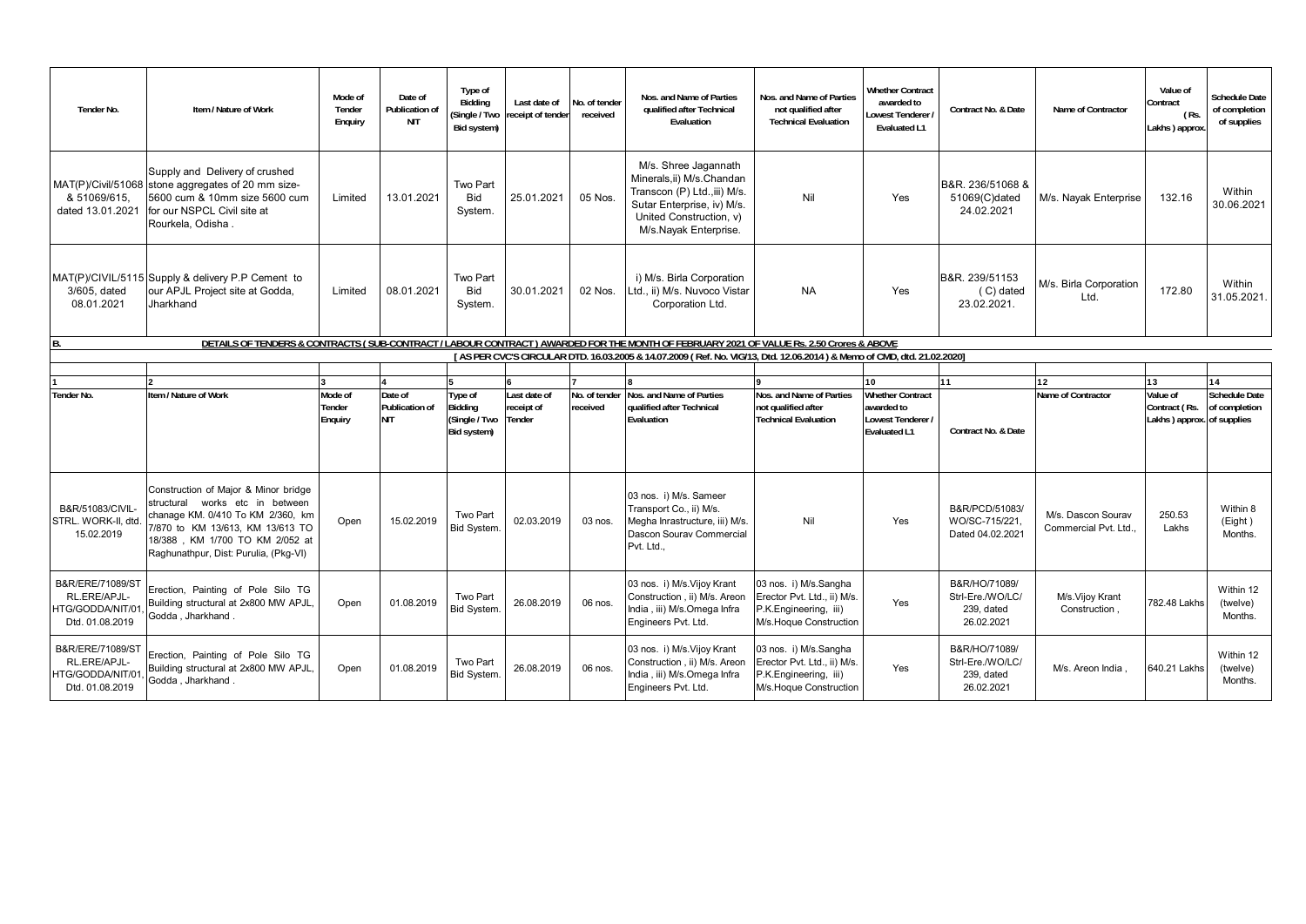| Tender No. | Item / Nature of Work | Mode of Tender Enquiry | Date of Publication of NIT | Type of Bidding (Single / Two Bid system) | Last date of receipt of tender | No. of tender received | Nos. and Name of Parties qualified after Technical Evaluation | Nos. and Name of Parties not qualified after Technical Evaluation | Whether Contract awarded to Lowest Tenderer / Evaluated L1 | Contract No. & Date | Name of Contractor | Value of Contract (Rs. Lakhs ) approx. | Schedule Date of completion of supplies |
|---|---|---|---|---|---|---|---|---|---|---|---|---|---|
| MAT(P)/Civil/51068 & 51069/615, dated 13.01.2021 | Supply and Delivery of crushed stone aggregates of 20 mm size-5600 cum & 10mm size 5600 cum for our NSPCL Civil site at Rourkela, Odisha . | Limited | 13.01.2021 | Two Part Bid System. | 25.01.2021 | 05 Nos. | M/s. Shree Jagannath Minerals,ii) M/s.Chandan Transcon (P) Ltd.,iii) M/s. Sutar Enterprise, iv) M/s. United Construction, v) M/s.Nayak Enterprise. | Nil | Yes | B&R. 236/51068 & 51069(C)dated 24.02.2021 | M/s. Nayak Enterprise | 132.16 | Within 30.06.2021 |
| MAT(P)/CIVIL/5115 3/605, dated 08.01.2021 | Supply & delivery P.P Cement to our APJL Project site at Godda, Jharkhand | Limited | 08.01.2021 | Two Part Bid System. | 30.01.2021 | 02 Nos. | i) M/s. Birla Corporation Ltd., ii) M/s. Nuvoco Vistar Corporation Ltd. | NA | Yes | B&R. 239/51153 ( C) dated 23.02.2021. | M/s. Birla Corporation Ltd. | 172.80 | Within 31.05.2021. |

**B. DETAILS OF TENDERS & CONTRACTS ( SUB-CONTRACT / LABOUR CONTRACT ) AWARDED FOR THE MONTH OF FEBRUARY 2021 OF VALUE Rs. 2.50 Crores & ABOVE**

[ AS PER CVC'S CIRCULAR DTD. 16.03.2005 & 14.07.2009 ( Ref. No. VIG/13, Dtd. 12.06.2014 ) & Memo of CMD, dtd. 21.02.2020]

| 1 | 2 | 3 | 4 | 5 | 6 | 7 | 8 | 9 | 10 | 11 | 12 | 13 | 14 |
|---|---|---|---|---|---|---|---|---|---|---|---|---|---|
| Tender No. | Item / Nature of Work | Mode of Tender Enquiry | Date of Publication of NIT | Type of Bidding (Single / Two Bid system) | Last date of receipt of Tender | No. of tender received | Nos. and Name of Parties qualified after Technical Evaluation | Nos. and Name of Parties not qualified after Technical Evaluation | Whether Contract awarded to Lowest Tenderer / Evaluated L1 | Contract No. & Date | Name of Contractor | Value of Contract ( Rs. Lakhs ) approx. | Schedule Date of completion of supplies |
| B&R/51083/CIVIL-STRL. WORK-II, dtd. 15.02.2019 | Construction of Major & Minor bridge structural works etc in between chanage KM. 0/410 To KM 2/360, km 7/870 to KM 13/613, KM 13/613 TO 18/388 , KM 1/700 TO KM 2/052 at Raghunathpur, Dist: Purulia, (Pkg-VI) | Open | 15.02.2019 | Two Part Bid System. | 02.03.2019 | 03 nos. | 03 nos. i) M/s. Sameer Transport Co., ii) M/s. Megha Inrastructure, iii) M/s. Dascon Sourav Commercial Pvt. Ltd., | Nil | Yes | B&R/PCD/51083/ WO/SC-715/221, Dated 04.02.2021 | M/s. Dascon Sourav Commercial Pvt. Ltd., | 250.53 Lakhs | Within 8 (Eight ) Months. |
| B&R/ERE/71089/ST RL.ERE/APJL-HTG/GODDA/NIT/01, Dtd. 01.08.2019 | Erection, Painting of Pole Silo TG Building structural at 2x800 MW APJL, Godda , Jharkhand . | Open | 01.08.2019 | Two Part Bid System. | 26.08.2019 | 06 nos. | 03 nos. i) M/s.Vijoy Krant Construction , ii) M/s. Areon India , iii) M/s.Omega Infra Engineers Pvt. Ltd. | 03 nos. i) M/s.Sangha Erector Pvt. Ltd., ii) M/s. P.K.Engineering, iii) M/s.Hoque Construction | Yes | B&R/HO/71089/ Strl-Ere./WO/LC/ 239, dated 26.02.2021 | M/s.Vijoy Krant Construction , | 782.48 Lakhs | Within 12 (twelve) Months. |
| B&R/ERE/71089/ST RL.ERE/APJL-HTG/GODDA/NIT/01, Dtd. 01.08.2019 | Erection, Painting of Pole Silo TG Building structural at 2x800 MW APJL, Godda , Jharkhand . | Open | 01.08.2019 | Two Part Bid System. | 26.08.2019 | 06 nos. | 03 nos. i) M/s.Vijoy Krant Construction , ii) M/s. Areon India , iii) M/s.Omega Infra Engineers Pvt. Ltd. | 03 nos. i) M/s.Sangha Erector Pvt. Ltd., ii) M/s. P.K.Engineering, iii) M/s.Hoque Construction | Yes | B&R/HO/71089/ Strl-Ere./WO/LC/ 239, dated 26.02.2021 | M/s. Areon India , | 640.21 Lakhs | Within 12 (twelve) Months. |